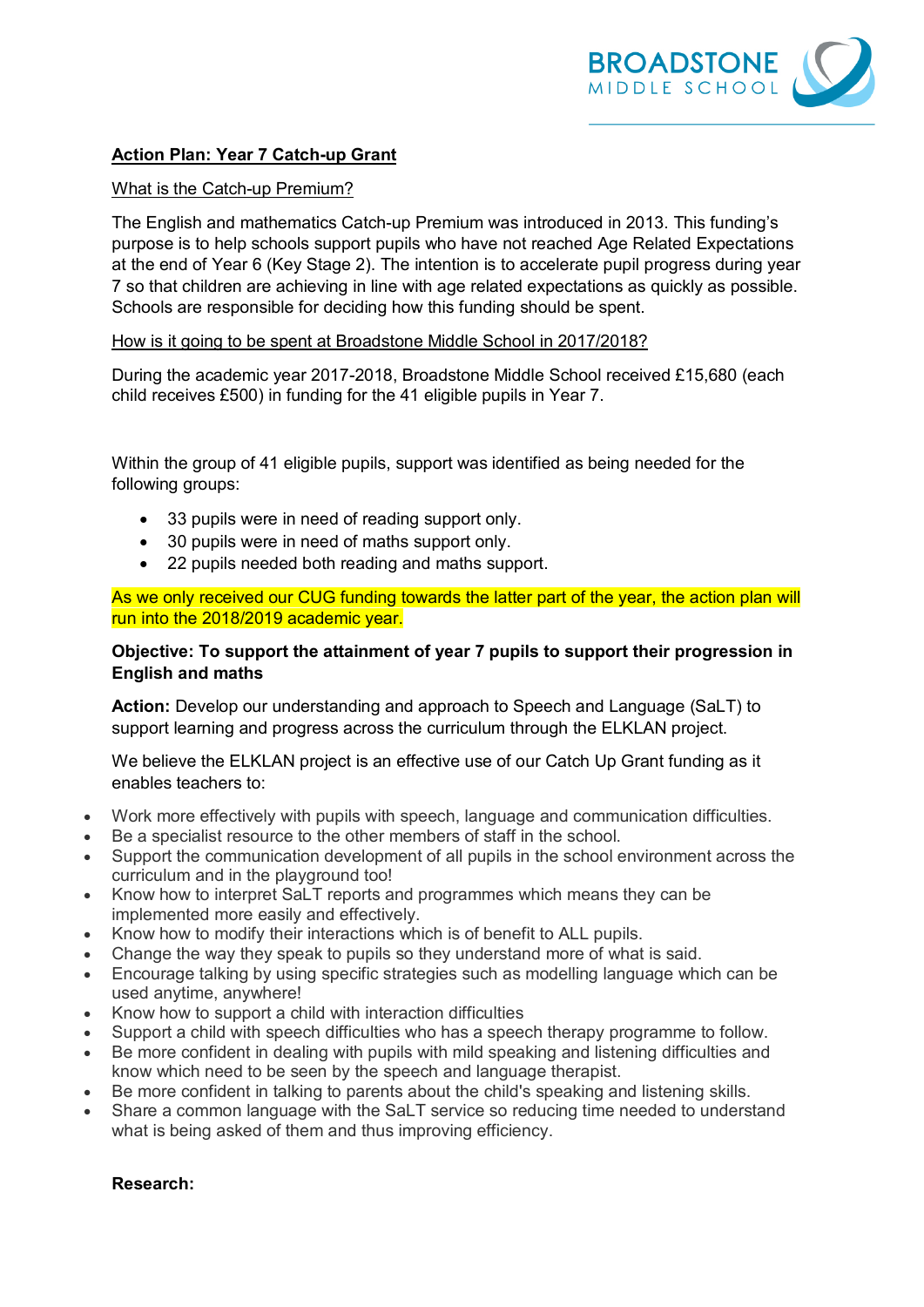**Action Plan: Year 7 Catch-up Grant**

What is the Catch-up Premium?

The English and mathematics Catch-up Premium was introduced in 2013. This funding's purpose is to help schools support pupils who have not reached Age Related Expectations at the end of Year 6 (Key Stage 2). The intention is to accelerate pupil progress during year 7 so that children are achieving in line with age related expectations as quickly as possible. Schools are responsible for deciding how this funding should be spent.

How is it going to be spent at Broadstone Middle School in 2017/2018?

During the academic year 2017-2018, Broadstone Middle School received £15,680 (each child receives £500) in funding for the 41 eligible pupils in Year 7.

Within the group of 41 eligible pupils, support was identified as being needed for the following groups:

- 33 pupils were in need of reading support only.
- 30 pupils were in need of maths support only.
- 22 pupils needed both reading and maths support.

As we only received our CUG funding towards the latter part of the year, the action plan will run into the 2018/2019 academic year.

**Objective: To support the attainment of year 7 pupils to support their progression in English and maths**

**Action:** Develop our understanding and approach to Speech and Language (SaLT) to support learning and progress across the curriculum through the ELKLAN project.

We believe the ELKLAN project is an effective use of our Catch Up Grant funding as it enables teachers to:

- Work more effectively with pupils with speech, language and communication difficulties.
- Be a specialist resource to the other members of staff in the school.
- Support the communication development of all pupils in the school environment across the curriculum and in the playground too!
- Know how to interpret SaLT reports and programmes which means they can be implemented more easily and effectively.
- Know how to modify their interactions which is of benefit to ALL pupils.
- Change the way they speak to pupils so they understand more of what is said.
- Encourage talking by using specific strategies such as modelling language which can be used anytime, anywhere!
- Know how to support a child with interaction difficulties
- Support a child with speech difficulties who has a speech therapy programme to follow.
- Be more confident in dealing with pupils with mild speaking and listening difficulties and know which need to be seen by the speech and language therapist.
- Be more confident in talking to parents about the child's speaking and listening skills.
- Share a common language with the SaLT service so reducing time needed to understand what is being asked of them and thus improving efficiency.

**Research:**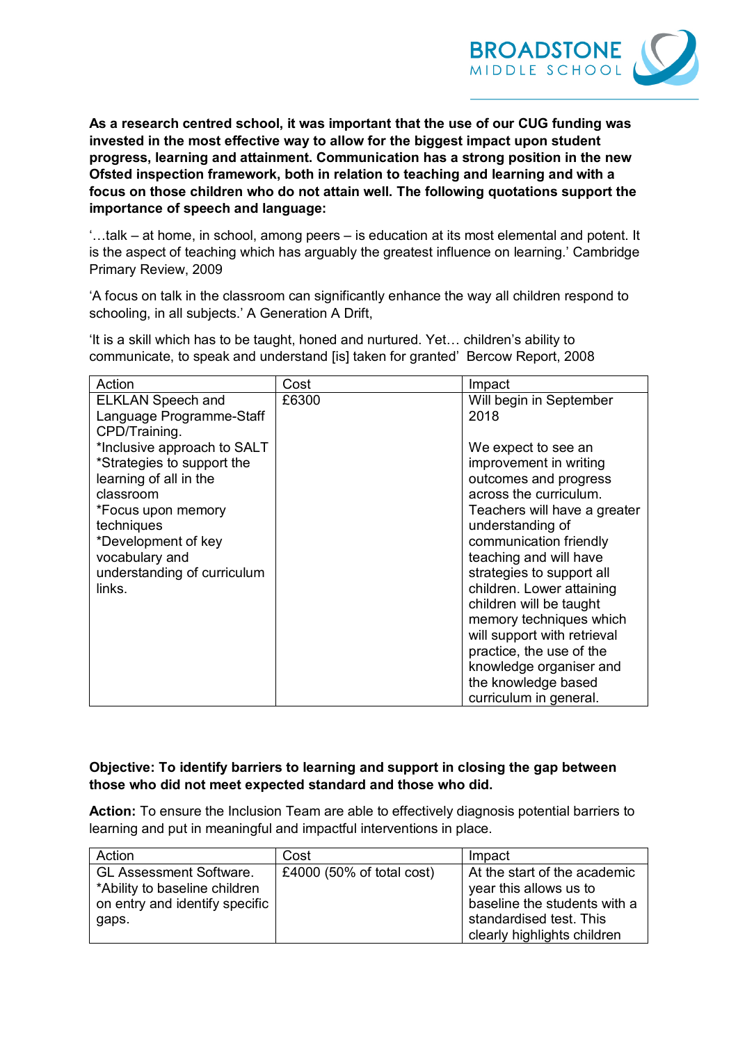**As a research centred school, it was important that the use of our CUG funding was invested in the most effective way to allow for the biggest impact upon student progress, learning and attainment. Communication has a strong position in the new Ofsted inspection framework, both in relation to teaching and learning and with a focus on those children who do not attain well. The following quotations support the importance of speech and language:**

'…talk – at home, in school, among peers – is education at its most elemental and potent. It is the aspect of teaching which has arguably the greatest influence on learning.' Cambridge Primary Review, 2009

'A focus on talk in the classroom can significantly enhance the way all children respond to schooling, in all subjects.' A Generation A Drift,

'It is a skill which has to be taught, honed and nurtured. Yet… children's ability to communicate, to speak and understand [is] taken for granted' Bercow Report, 2008

| Action | Cost | Impact |
|---|---|---|
| ELKLAN Speech and Language Programme-Staff CPD/Training.<br>*Inclusive approach to SALT<br>*Strategies to support the learning of all in the classroom<br>*Focus upon memory techniques<br>*Development of key vocabulary and understanding of curriculum links. | £6300 | Will begin in September 2018<br><br>We expect to see an improvement in writing outcomes and progress across the curriculum. Teachers will have a greater understanding of communication friendly teaching and will have strategies to support all children. Lower attaining children will be taught memory techniques which will support with retrieval practice, the use of the knowledge organiser and the knowledge based curriculum in general. |

**Objective: To identify barriers to learning and support in closing the gap between those who did not meet expected standard and those who did.**

**Action:** To ensure the Inclusion Team are able to effectively diagnosis potential barriers to learning and put in meaningful and impactful interventions in place.

| Action | Cost | Impact |
|---|---|---|
| GL Assessment Software.<br>*Ability to baseline children on entry and identify specific gaps. | £4000 (50% of total cost) | At the start of the academic year this allows us to baseline the students with a standardised test. This clearly highlights children |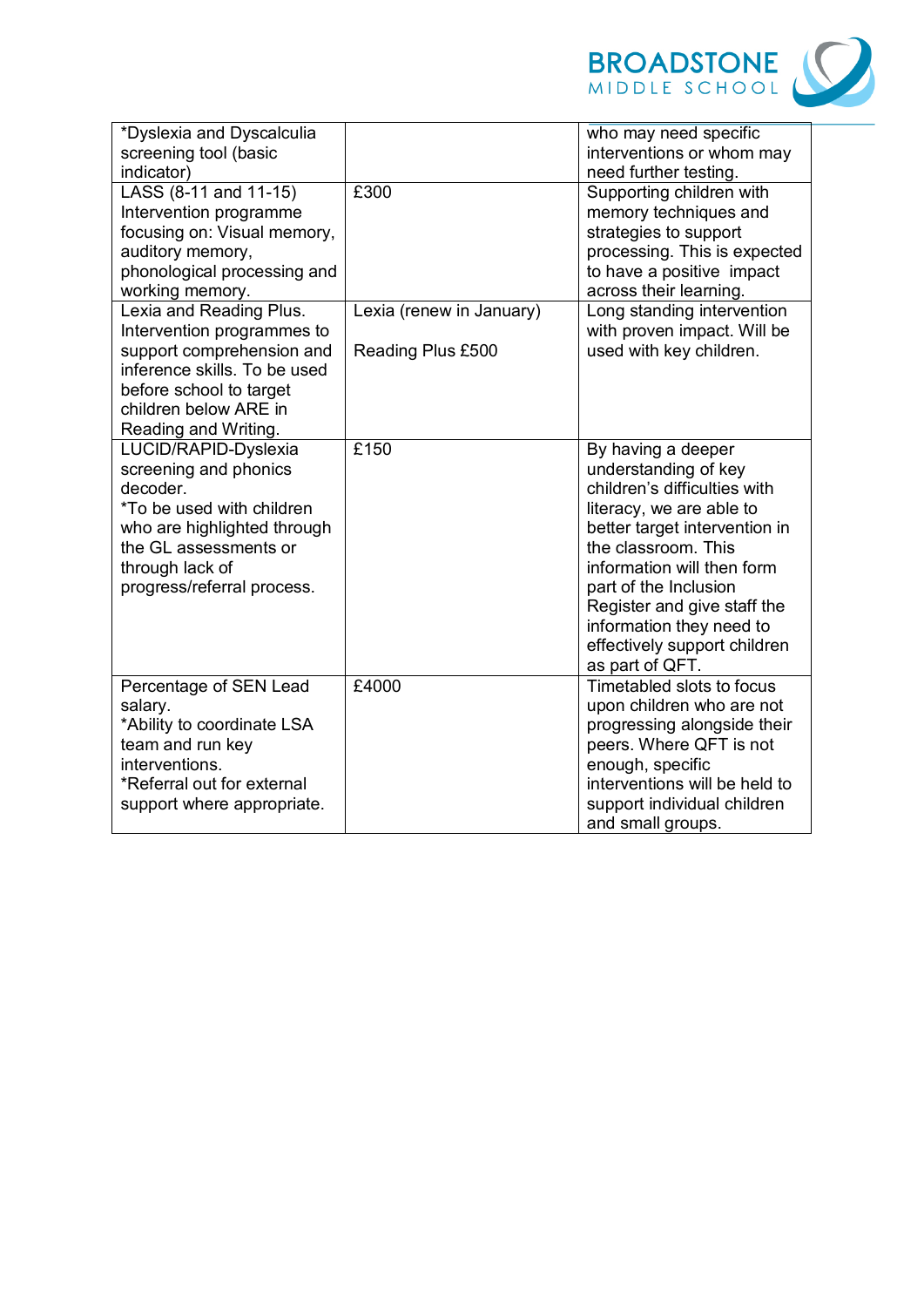| | | |
|---|---|---|
| *Dyslexia and Dyscalculia screening tool (basic indicator) | | who may need specific interventions or whom may need further testing. |
| LASS (8-11 and 11-15) Intervention programme focusing on: Visual memory, auditory memory, phonological processing and working memory. | £300 | Supporting children with memory techniques and strategies to support processing. This is expected to have a positive impact across their learning. |
| Lexia and Reading Plus. Intervention programmes to support comprehension and inference skills. To be used before school to target children below ARE in Reading and Writing. | Lexia (renew in January)<br><br>Reading Plus £500 | Long standing intervention with proven impact. Will be used with key children. |
| LUCID/RAPID-Dyslexia screening and phonics decoder.<br>*To be used with children who are highlighted through the GL assessments or through lack of progress/referral process. | £150 | By having a deeper understanding of key children's difficulties with literacy, we are able to better target intervention in the classroom. This information will then form part of the Inclusion Register and give staff the information they need to effectively support children as part of QFT. |
| Percentage of SEN Lead salary.<br>*Ability to coordinate LSA team and run key interventions.<br>*Referral out for external support where appropriate. | £4000 | Timetabled slots to focus upon children who are not progressing alongside their peers. Where QFT is not enough, specific interventions will be held to support individual children and small groups. |